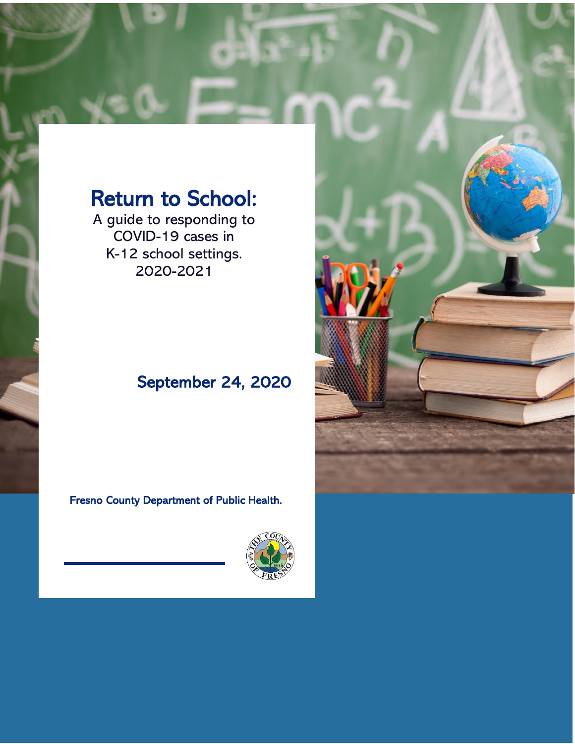# Return to School:

A guide to responding to COVID-19 cases in K-12 school settings.
2020-2021

**September 24, 2020**

**Fresno County Department of Public Health.**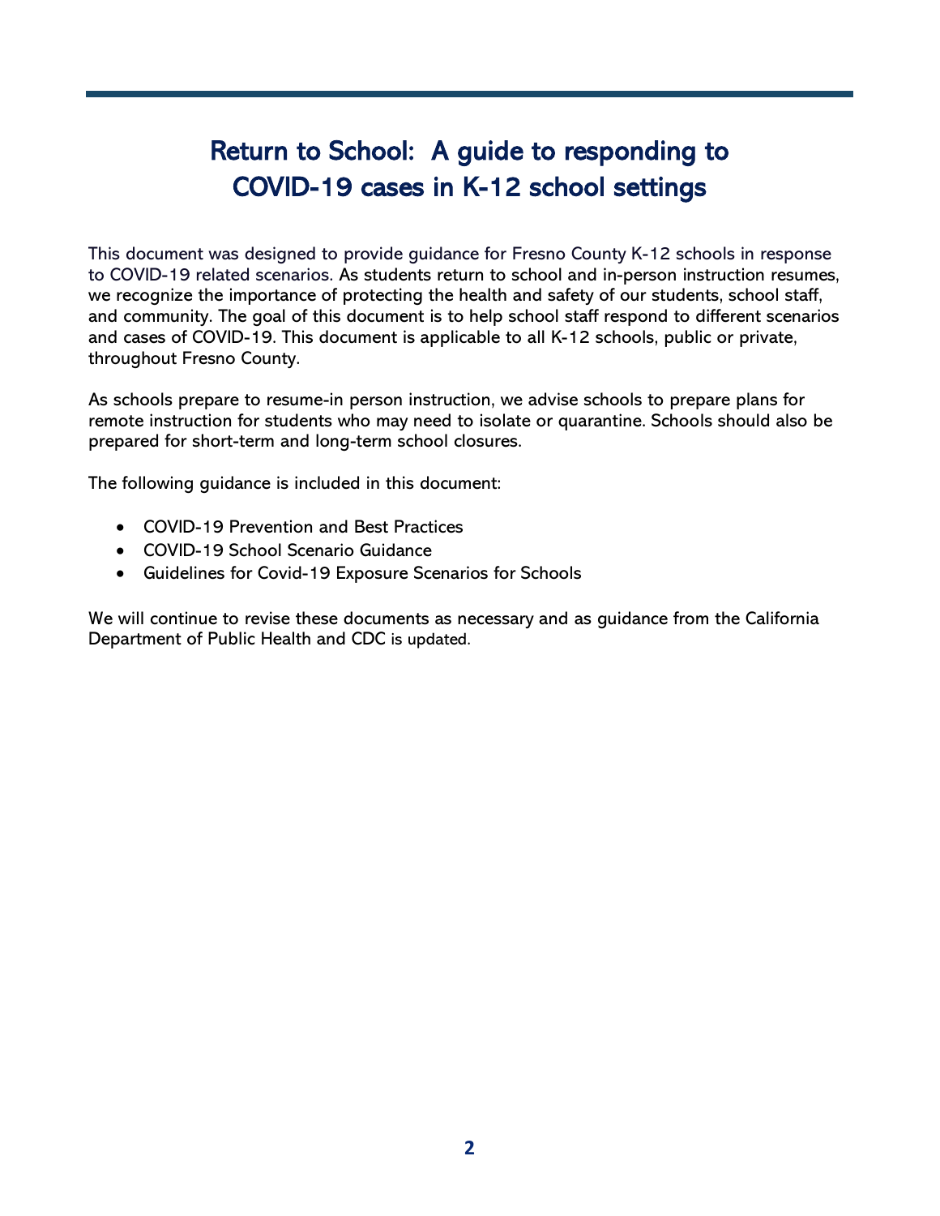# Return to School: A guide to responding to COVID-19 cases in K-12 school settings

This document was designed to provide guidance for Fresno County K-12 schools in response to COVID-19 related scenarios. As students return to school and in-person instruction resumes, we recognize the importance of protecting the health and safety of our students, school staff, and community. The goal of this document is to help school staff respond to different scenarios and cases of COVID-19. This document is applicable to all K-12 schools, public or private, throughout Fresno County.

As schools prepare to resume-in person instruction, we advise schools to prepare plans for remote instruction for students who may need to isolate or quarantine. Schools should also be prepared for short-term and long-term school closures.

The following guidance is included in this document:

- COVID-19 Prevention and Best Practices
- COVID-19 School Scenario Guidance
- Guidelines for Covid-19 Exposure Scenarios for Schools

We will continue to revise these documents as necessary and as guidance from the California Department of Public Health and CDC is updated.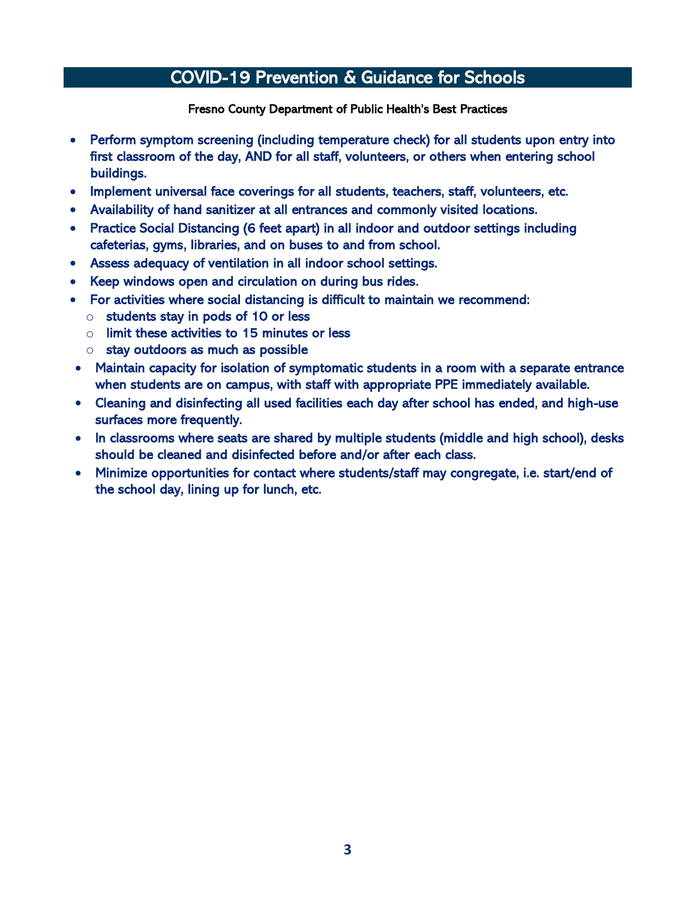# COVID-19 Prevention & Guidance for Schools

**Fresno County Department of Public Health's Best Practices**

- Perform symptom screening (including temperature check) for all students upon entry into first classroom of the day, AND for all staff, volunteers, or others when entering school buildings.
- Implement universal face coverings for all students, teachers, staff, volunteers, etc.
- Availability of hand sanitizer at all entrances and commonly visited locations.
- Practice Social Distancing (6 feet apart) in all indoor and outdoor settings including cafeterias, gyms, libraries, and on buses to and from school.
- Assess adequacy of ventilation in all indoor school settings.
- Keep windows open and circulation on during bus rides.
- For activities where social distancing is difficult to maintain we recommend:
    - students stay in pods of 10 or less
    - limit these activities to 15 minutes or less
    - stay outdoors as much as possible
- Maintain capacity for isolation of symptomatic students in a room with a separate entrance when students are on campus, with staff with appropriate PPE immediately available.
- Cleaning and disinfecting all used facilities each day after school has ended, and high-use surfaces more frequently.
- In classrooms where seats are shared by multiple students (middle and high school), desks should be cleaned and disinfected before and/or after each class.
- Minimize opportunities for contact where students/staff may congregate, i.e. start/end of the school day, lining up for lunch, etc.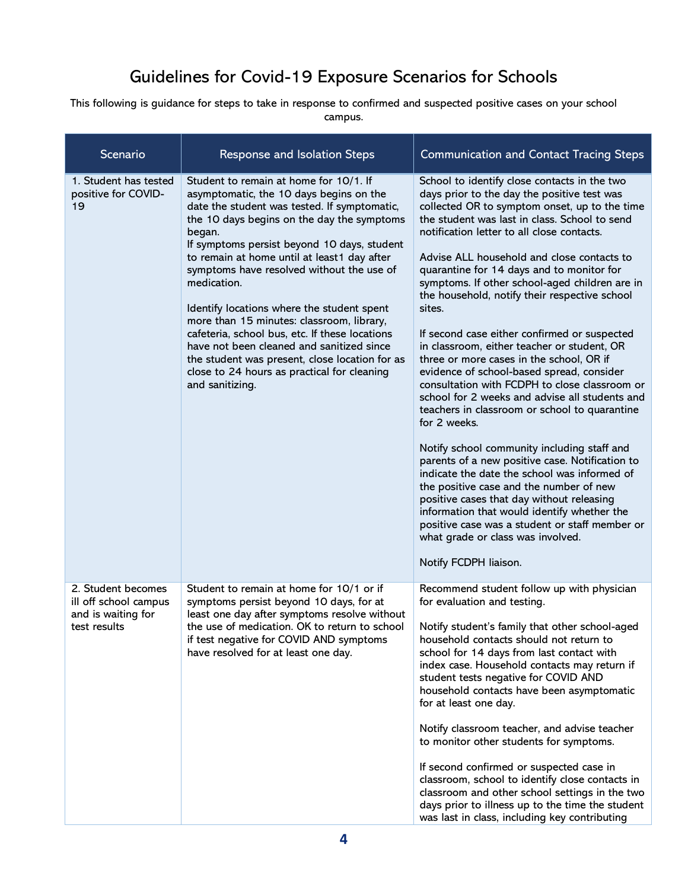# Guidelines for Covid-19 Exposure Scenarios for Schools

This following is guidance for steps to take in response to confirmed and suspected positive cases on your school campus.

| Scenario | Response and Isolation Steps | Communication and Contact Tracing Steps |
|---|---|---|
| 1. Student has tested positive for COVID-19 | Student to remain at home for 10/1. If asymptomatic, the 10 days begins on the date the student was tested. If symptomatic, the 10 days begins on the day the symptoms began.<br>If symptoms persist beyond 10 days, student to remain at home until at least1 day after symptoms have resolved without the use of medication.<br><br>Identify locations where the student spent more than 15 minutes: classroom, library, cafeteria, school bus, etc. If these locations have not been cleaned and sanitized since the student was present, close location for as close to 24 hours as practical for cleaning and sanitizing. | School to identify close contacts in the two days prior to the day the positive test was collected OR to symptom onset, up to the time the student was last in class. School to send notification letter to all close contacts.<br><br>Advise ALL household and close contacts to quarantine for 14 days and to monitor for symptoms. If other school-aged children are in the household, notify their respective school sites.<br><br>If second case either confirmed or suspected in classroom, either teacher or student, OR three or more cases in the school, OR if evidence of school-based spread, consider consultation with FCDPH to close classroom or school for 2 weeks and advise all students and teachers in classroom or school to quarantine for 2 weeks.<br><br>Notify school community including staff and parents of a new positive case. Notification to indicate the date the school was informed of the positive case and the number of new positive cases that day without releasing information that would identify whether the positive case was a student or staff member or what grade or class was involved.<br><br>Notify FCDPH liaison. |
| 2. Student becomes ill off school campus and is waiting for test results | Student to remain at home for 10/1 or if symptoms persist beyond 10 days, for at least one day after symptoms resolve without the use of medication. OK to return to school if test negative for COVID AND symptoms have resolved for at least one day. | Recommend student follow up with physician for evaluation and testing.<br><br>Notify student's family that other school-aged household contacts should not return to school for 14 days from last contact with index case. Household contacts may return if student tests negative for COVID AND household contacts have been asymptomatic for at least one day.<br><br>Notify classroom teacher, and advise teacher to monitor other students for symptoms.<br><br>If second confirmed or suspected case in classroom, school to identify close contacts in classroom and other school settings in the two days prior to illness up to the time the student was last in class, including key contributing |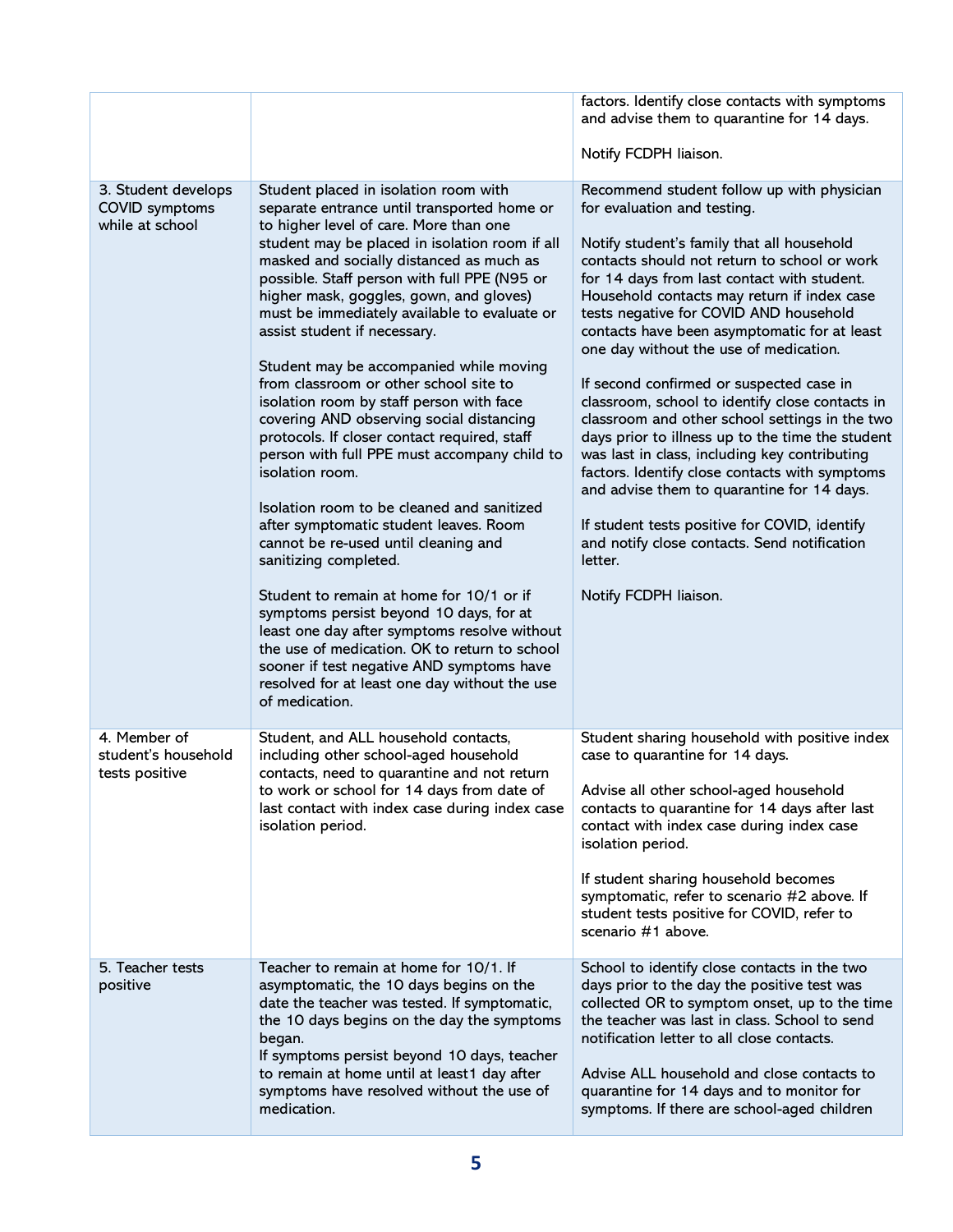| | | |
|---|---|---|
| | | factors. Identify close contacts with symptoms and advise them to quarantine for 14 days.<br><br>Notify FCDPH liaison. |
| 3. Student develops COVID symptoms while at school | Student placed in isolation room with separate entrance until transported home or to higher level of care. More than one student may be placed in isolation room if all masked and socially distanced as much as possible. Staff person with full PPE (N95 or higher mask, goggles, gown, and gloves) must be immediately available to evaluate or assist student if necessary.<br><br>Student may be accompanied while moving from classroom or other school site to isolation room by staff person with face covering AND observing social distancing protocols. If closer contact required, staff person with full PPE must accompany child to isolation room.<br><br>Isolation room to be cleaned and sanitized after symptomatic student leaves. Room cannot be re-used until cleaning and sanitizing completed.<br><br>Student to remain at home for 10/1 or if symptoms persist beyond 10 days, for at least one day after symptoms resolve without the use of medication. OK to return to school sooner if test negative AND symptoms have resolved for at least one day without the use of medication. | Recommend student follow up with physician for evaluation and testing.<br><br>Notify student's family that all household contacts should not return to school or work for 14 days from last contact with student. Household contacts may return if index case tests negative for COVID AND household contacts have been asymptomatic for at least one day without the use of medication.<br><br>If second confirmed or suspected case in classroom, school to identify close contacts in classroom and other school settings in the two days prior to illness up to the time the student was last in class, including key contributing factors. Identify close contacts with symptoms and advise them to quarantine for 14 days.<br><br>If student tests positive for COVID, identify and notify close contacts. Send notification letter.<br><br>Notify FCDPH liaison. |
| 4. Member of student's household tests positive | Student, and ALL household contacts, including other school-aged household contacts, need to quarantine and not return to work or school for 14 days from date of last contact with index case during index case isolation period. | Student sharing household with positive index case to quarantine for 14 days.<br><br>Advise all other school-aged household contacts to quarantine for 14 days after last contact with index case during index case isolation period.<br><br>If student sharing household becomes symptomatic, refer to scenario #2 above. If student tests positive for COVID, refer to scenario #1 above. |
| 5. Teacher tests positive | Teacher to remain at home for 10/1. If asymptomatic, the 10 days begins on the date the teacher was tested. If symptomatic, the 10 days begins on the day the symptoms began.<br>If symptoms persist beyond 10 days, teacher to remain at home until at least1 day after symptoms have resolved without the use of medication. | School to identify close contacts in the two days prior to the day the positive test was collected OR to symptom onset, up to the time the teacher was last in class. School to send notification letter to all close contacts.<br><br>Advise ALL household and close contacts to quarantine for 14 days and to monitor for symptoms. If there are school-aged children |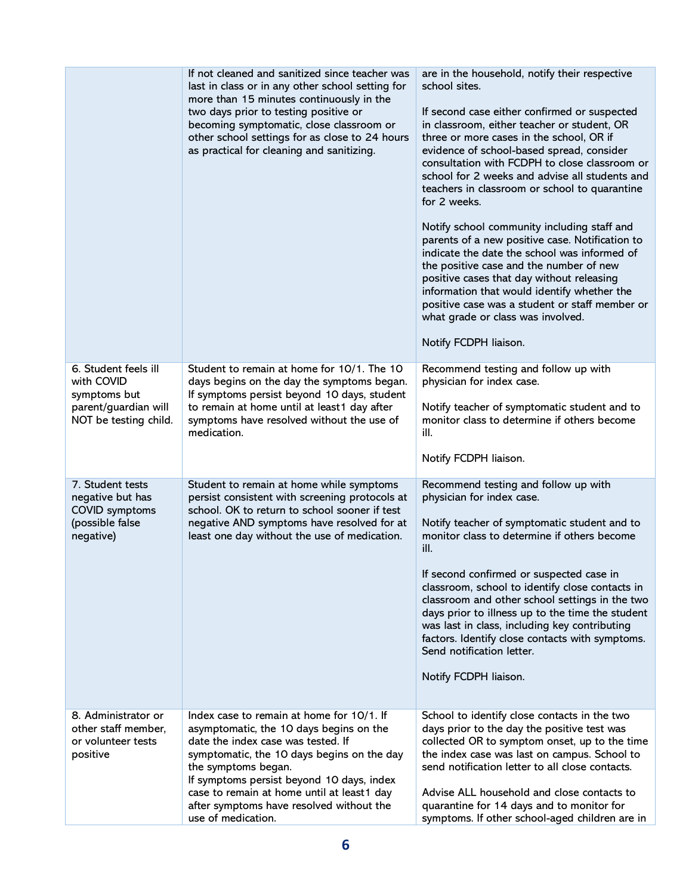| | | |
|---|---|---|
| | If not cleaned and sanitized since teacher was last in class or in any other school setting for more than 15 minutes continuously in the two days prior to testing positive or becoming symptomatic, close classroom or other school settings for as close to 24 hours as practical for cleaning and sanitizing. | are in the household, notify their respective school sites.<br><br>If second case either confirmed or suspected in classroom, either teacher or student, OR three or more cases in the school, OR if evidence of school-based spread, consider consultation with FCDPH to close classroom or school for 2 weeks and advise all students and teachers in classroom or school to quarantine for 2 weeks.<br><br>Notify school community including staff and parents of a new positive case. Notification to indicate the date the school was informed of the positive case and the number of new positive cases that day without releasing information that would identify whether the positive case was a student or staff member or what grade or class was involved.<br><br>Notify FCDPH liaison. |
| 6. Student feels ill with COVID symptoms but parent/guardian will NOT be testing child. | Student to remain at home for 10/1. The 10 days begins on the day the symptoms began. If symptoms persist beyond 10 days, student to remain at home until at least1 day after symptoms have resolved without the use of medication. | Recommend testing and follow up with physician for index case.<br><br>Notify teacher of symptomatic student and to monitor class to determine if others become ill.<br><br>Notify FCDPH liaison. |
| 7. Student tests negative but has COVID symptoms (possible false negative) | Student to remain at home while symptoms persist consistent with screening protocols at school. OK to return to school sooner if test negative AND symptoms have resolved for at least one day without the use of medication. | Recommend testing and follow up with physician for index case.<br><br>Notify teacher of symptomatic student and to monitor class to determine if others become ill.<br><br>If second confirmed or suspected case in classroom, school to identify close contacts in classroom and other school settings in the two days prior to illness up to the time the student was last in class, including key contributing factors. Identify close contacts with symptoms. Send notification letter.<br><br>Notify FCDPH liaison. |
| 8. Administrator or other staff member, or volunteer tests positive | Index case to remain at home for 10/1. If asymptomatic, the 10 days begins on the date the index case was tested. If symptomatic, the 10 days begins on the day the symptoms began.<br>If symptoms persist beyond 10 days, index case to remain at home until at least1 day after symptoms have resolved without the use of medication. | School to identify close contacts in the two days prior to the day the positive test was collected OR to symptom onset, up to the time the index case was last on campus. School to send notification letter to all close contacts.<br><br>Advise ALL household and close contacts to quarantine for 14 days and to monitor for symptoms. If other school-aged children are in |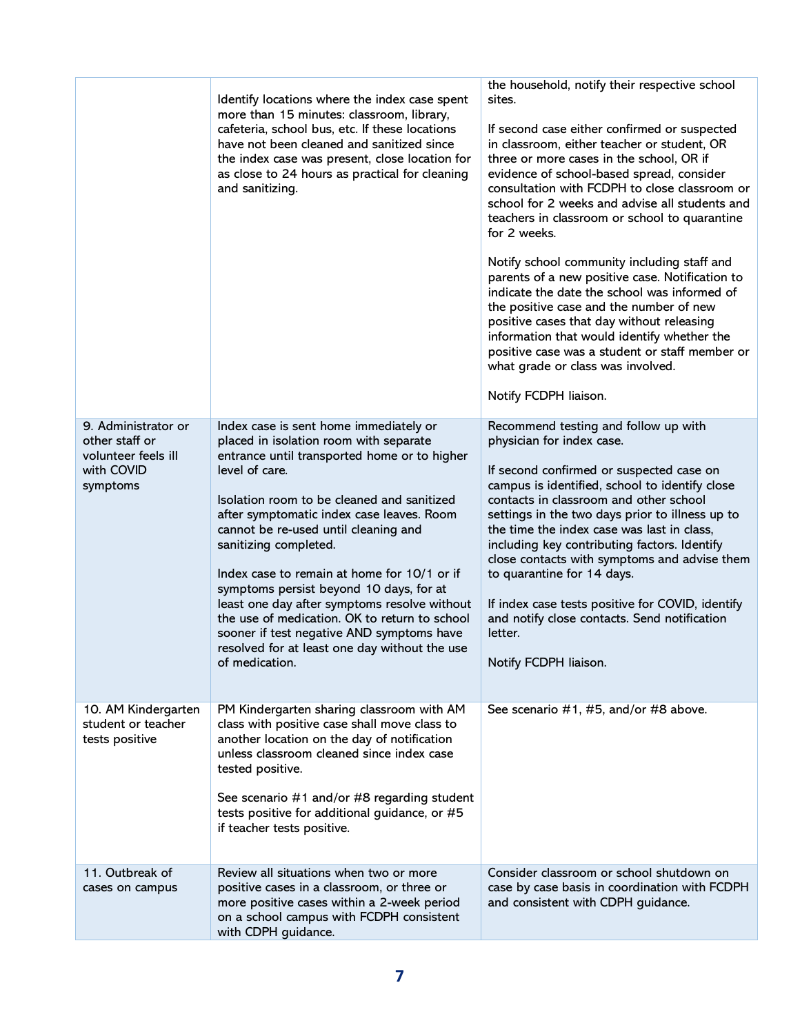| | | |
|---|---|---|
| | Identify locations where the index case spent more than 15 minutes: classroom, library, cafeteria, school bus, etc. If these locations have not been cleaned and sanitized since the index case was present, close location for as close to 24 hours as practical for cleaning and sanitizing. | the household, notify their respective school sites.<br><br>If second case either confirmed or suspected in classroom, either teacher or student, OR three or more cases in the school, OR if evidence of school-based spread, consider consultation with FCDPH to close classroom or school for 2 weeks and advise all students and teachers in classroom or school to quarantine for 2 weeks.<br><br>Notify school community including staff and parents of a new positive case. Notification to indicate the date the school was informed of the positive case and the number of new positive cases that day without releasing information that would identify whether the positive case was a student or staff member or what grade or class was involved.<br><br>Notify FCDPH liaison. |
| 9. Administrator or other staff or volunteer feels ill with COVID symptoms | Index case is sent home immediately or placed in isolation room with separate entrance until transported home or to higher level of care.<br><br>Isolation room to be cleaned and sanitized after symptomatic index case leaves. Room cannot be re-used until cleaning and sanitizing completed.<br><br>Index case to remain at home for 10/1 or if symptoms persist beyond 10 days, for at least one day after symptoms resolve without the use of medication. OK to return to school sooner if test negative AND symptoms have resolved for at least one day without the use of medication. | Recommend testing and follow up with physician for index case.<br><br>If second confirmed or suspected case on campus is identified, school to identify close contacts in classroom and other school settings in the two days prior to illness up to the time the index case was last in class, including key contributing factors. Identify close contacts with symptoms and advise them to quarantine for 14 days.<br><br>If index case tests positive for COVID, identify and notify close contacts. Send notification letter.<br><br>Notify FCDPH liaison. |
| 10. AM Kindergarten student or teacher tests positive | PM Kindergarten sharing classroom with AM class with positive case shall move class to another location on the day of notification unless classroom cleaned since index case tested positive.<br><br>See scenario #1 and/or #8 regarding student tests positive for additional guidance, or #5 if teacher tests positive. | See scenario #1, #5, and/or #8 above. |
| 11. Outbreak of cases on campus | Review all situations when two or more positive cases in a classroom, or three or more positive cases within a 2-week period on a school campus with FCDPH consistent with CDPH guidance. | Consider classroom or school shutdown on case by case basis in coordination with FCDPH and consistent with CDPH guidance. |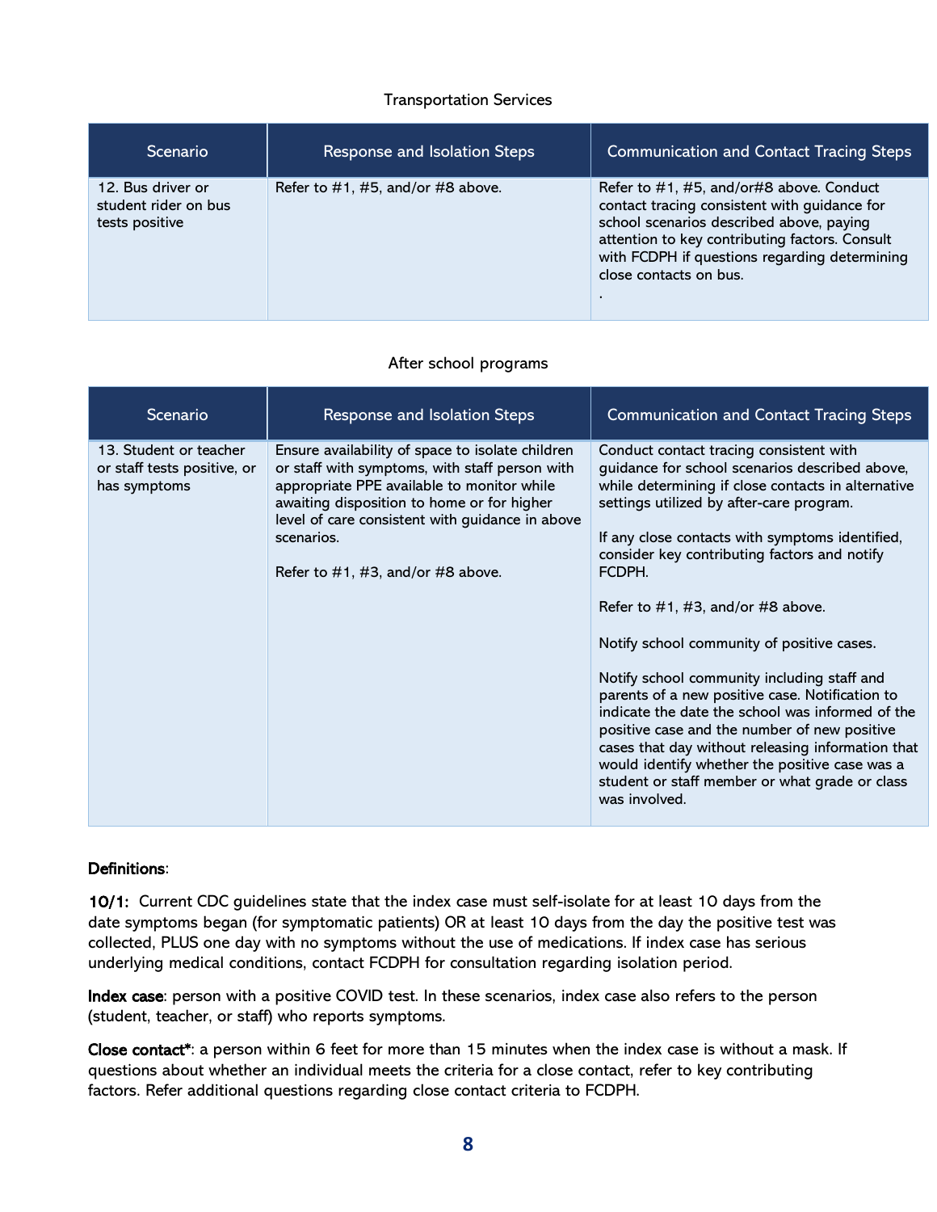### Transportation Services

| Scenario | Response and Isolation Steps | Communication and Contact Tracing Steps |
| --- | --- | --- |
| 12. Bus driver or student rider on bus tests positive | Refer to #1, #5, and/or #8 above. | Refer to #1, #5, and/or#8 above. Conduct contact tracing consistent with guidance for school scenarios described above, paying attention to key contributing factors. Consult with FCDPH if questions regarding determining close contacts on bus. . |

### After school programs

| Scenario | Response and Isolation Steps | Communication and Contact Tracing Steps |
| --- | --- | --- |
| 13. Student or teacher or staff tests positive, or has symptoms | Ensure availability of space to isolate children or staff with symptoms, with staff person with appropriate PPE available to monitor while awaiting disposition to home or for higher level of care consistent with guidance in above scenarios.<br><br>Refer to #1, #3, and/or #8 above. | Conduct contact tracing consistent with guidance for school scenarios described above, while determining if close contacts in alternative settings utilized by after-care program.<br><br>If any close contacts with symptoms identified, consider key contributing factors and notify FCDPH.<br><br>Refer to #1, #3, and/or #8 above.<br><br>Notify school community of positive cases.<br><br>Notify school community including staff and parents of a new positive case. Notification to indicate the date the school was informed of the positive case and the number of new positive cases that day without releasing information that would identify whether the positive case was a student or staff member or what grade or class was involved. |

**Definitions**:

**10/1:** Current CDC guidelines state that the index case must self-isolate for at least 10 days from the date symptoms began (for symptomatic patients) OR at least 10 days from the day the positive test was collected, PLUS one day with no symptoms without the use of medications. If index case has serious underlying medical conditions, contact FCDPH for consultation regarding isolation period.

**Index case**: person with a positive COVID test. In these scenarios, index case also refers to the person (student, teacher, or staff) who reports symptoms.

**Close contact***: a person within 6 feet for more than 15 minutes when the index case is without a mask. If questions about whether an individual meets the criteria for a close contact, refer to key contributing factors. Refer additional questions regarding close contact criteria to FCDPH.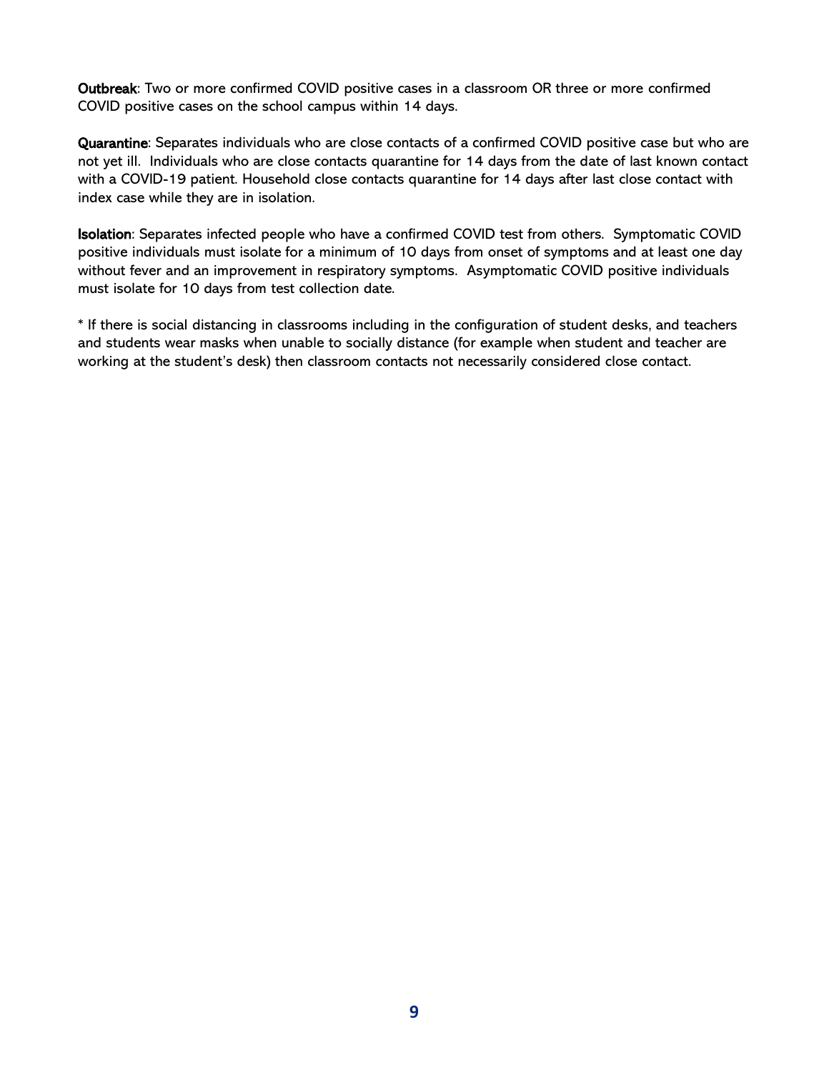**Outbreak**: Two or more confirmed COVID positive cases in a classroom OR three or more confirmed COVID positive cases on the school campus within 14 days.

**Quarantine**: Separates individuals who are close contacts of a confirmed COVID positive case but who are not yet ill. Individuals who are close contacts quarantine for 14 days from the date of last known contact with a COVID-19 patient. Household close contacts quarantine for 14 days after last close contact with index case while they are in isolation.

**Isolation**: Separates infected people who have a confirmed COVID test from others. Symptomatic COVID positive individuals must isolate for a minimum of 10 days from onset of symptoms and at least one day without fever and an improvement in respiratory symptoms. Asymptomatic COVID positive individuals must isolate for 10 days from test collection date.

* If there is social distancing in classrooms including in the configuration of student desks, and teachers and students wear masks when unable to socially distance (for example when student and teacher are working at the student's desk) then classroom contacts not necessarily considered close contact.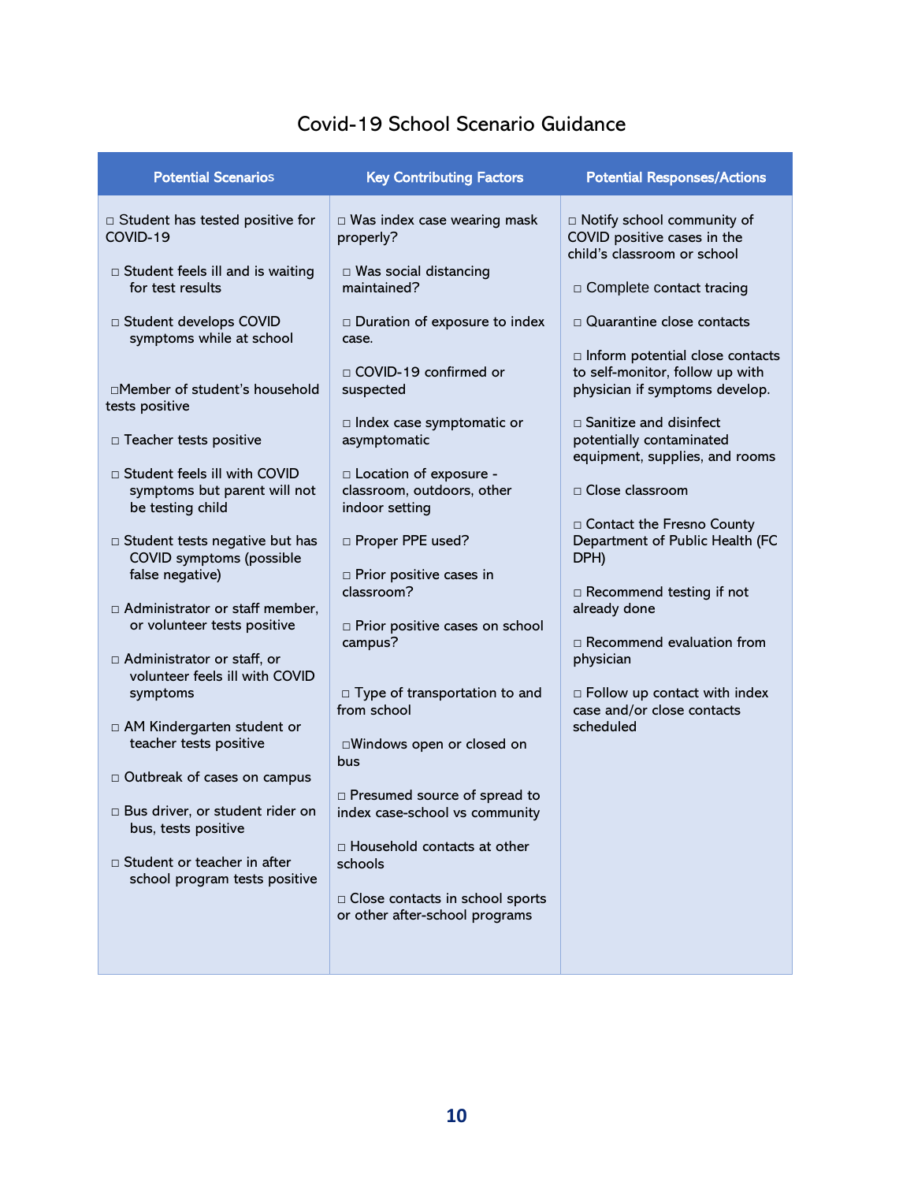# Covid-19 School Scenario Guidance

| Potential Scenarios | Key Contributing Factors | Potential Responses/Actions |
|---|---|---|
| □ Student has tested positive for COVID-19 | □ Was index case wearing mask properly? | □ Notify school community of COVID positive cases in the child's classroom or school |
| □ Student feels ill and is waiting for test results | □ Was social distancing maintained? | □ Complete contact tracing |
| □ Student develops COVID symptoms while at school | □ Duration of exposure to index case. | □ Quarantine close contacts |
| □Member of student's household tests positive | □ COVID-19 confirmed or suspected | □ Inform potential close contacts to self-monitor, follow up with physician if symptoms develop. |
| □ Teacher tests positive | □ Index case symptomatic or asymptomatic | □ Sanitize and disinfect potentially contaminated equipment, supplies, and rooms |
| □ Student feels ill with COVID symptoms but parent will not be testing child | □ Location of exposure - classroom, outdoors, other indoor setting | □ Close classroom |
| □ Student tests negative but has COVID symptoms (possible false negative) | □ Proper PPE used? | □ Contact the Fresno County Department of Public Health (FC DPH) |
| □ Administrator or staff member, or volunteer tests positive | □ Prior positive cases in classroom? | □ Recommend testing if not already done |
| □ Administrator or staff, or volunteer feels ill with COVID symptoms | □ Prior positive cases on school campus? | □ Recommend evaluation from physician |
| □ AM Kindergarten student or teacher tests positive | □ Type of transportation to and from school | □ Follow up contact with index case and/or close contacts scheduled |
| □ Outbreak of cases on campus | □Windows open or closed on bus | |
| □ Bus driver, or student rider on bus, tests positive | □ Presumed source of spread to index case-school vs community | |
| □ Student or teacher in after school program tests positive | □ Household contacts at other schools | |
| | □ Close contacts in school sports or other after-school programs | |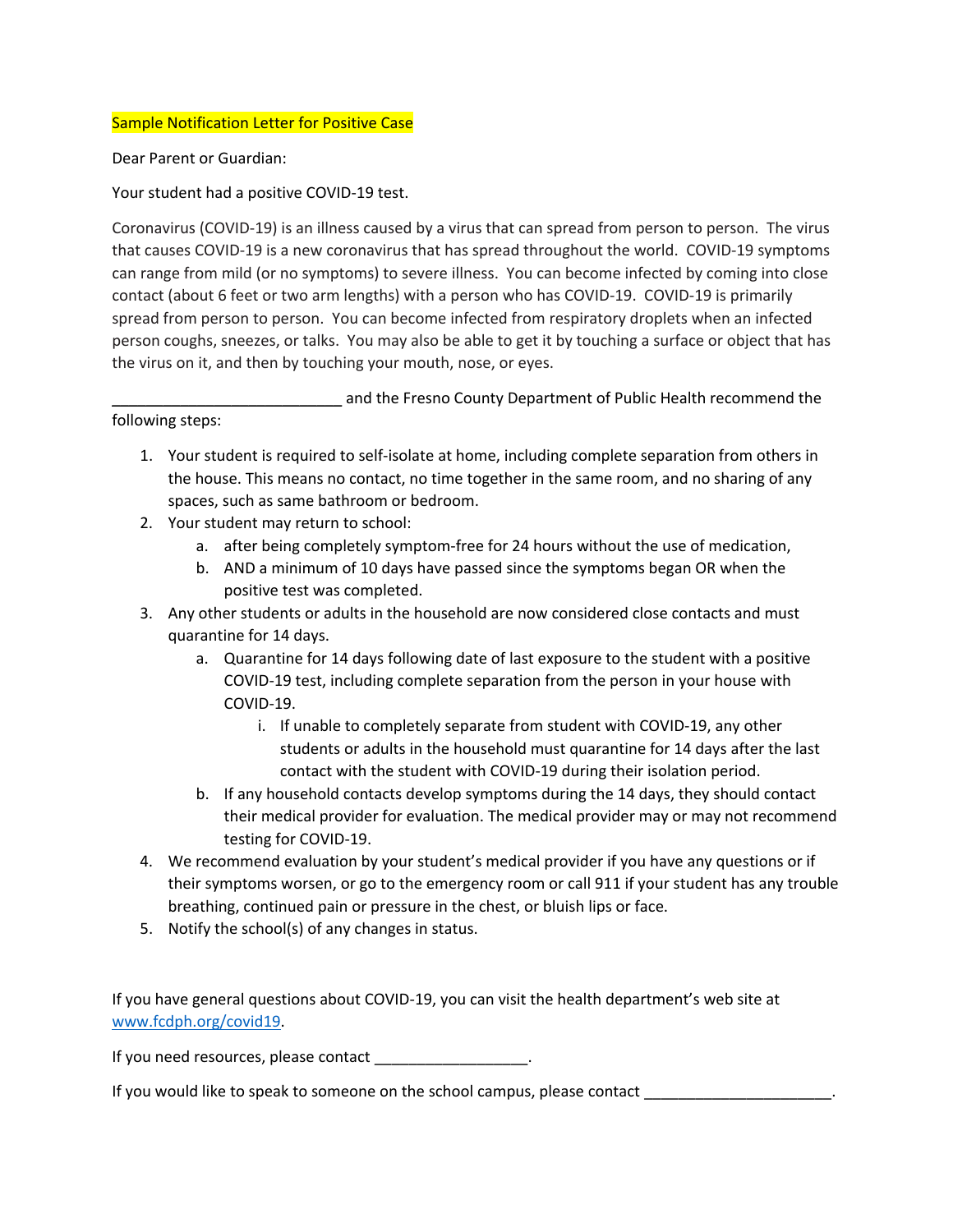Sample Notification Letter for Positive Case

Dear Parent or Guardian:

Your student had a positive COVID-19 test.

Coronavirus (COVID-19) is an illness caused by a virus that can spread from person to person. The virus that causes COVID-19 is a new coronavirus that has spread throughout the world. COVID-19 symptoms can range from mild (or no symptoms) to severe illness. You can become infected by coming into close contact (about 6 feet or two arm lengths) with a person who has COVID-19. COVID-19 is primarily spread from person to person. You can become infected from respiratory droplets when an infected person coughs, sneezes, or talks. You may also be able to get it by touching a surface or object that has the virus on it, and then by touching your mouth, nose, or eyes.

___________________________ and the Fresno County Department of Public Health recommend the following steps:

1. Your student is required to self-isolate at home, including complete separation from others in the house. This means no contact, no time together in the same room, and no sharing of any spaces, such as same bathroom or bedroom.
2. Your student may return to school:
    a. after being completely symptom-free for 24 hours without the use of medication,
    b. AND a minimum of 10 days have passed since the symptoms began OR when the positive test was completed.
3. Any other students or adults in the household are now considered close contacts and must quarantine for 14 days.
    a. Quarantine for 14 days following date of last exposure to the student with a positive COVID-19 test, including complete separation from the person in your house with COVID-19.
        i. If unable to completely separate from student with COVID-19, any other students or adults in the household must quarantine for 14 days after the last contact with the student with COVID-19 during their isolation period.
    b. If any household contacts develop symptoms during the 14 days, they should contact their medical provider for evaluation. The medical provider may or may not recommend testing for COVID-19.
4. We recommend evaluation by your student's medical provider if you have any questions or if their symptoms worsen, or go to the emergency room or call 911 if your student has any trouble breathing, continued pain or pressure in the chest, or bluish lips or face.
5. Notify the school(s) of any changes in status.

If you have general questions about COVID-19, you can visit the health department's web site at www.fcdph.org/covid19.

If you need resources, please contact __________________.

If you would like to speak to someone on the school campus, please contact ______________________.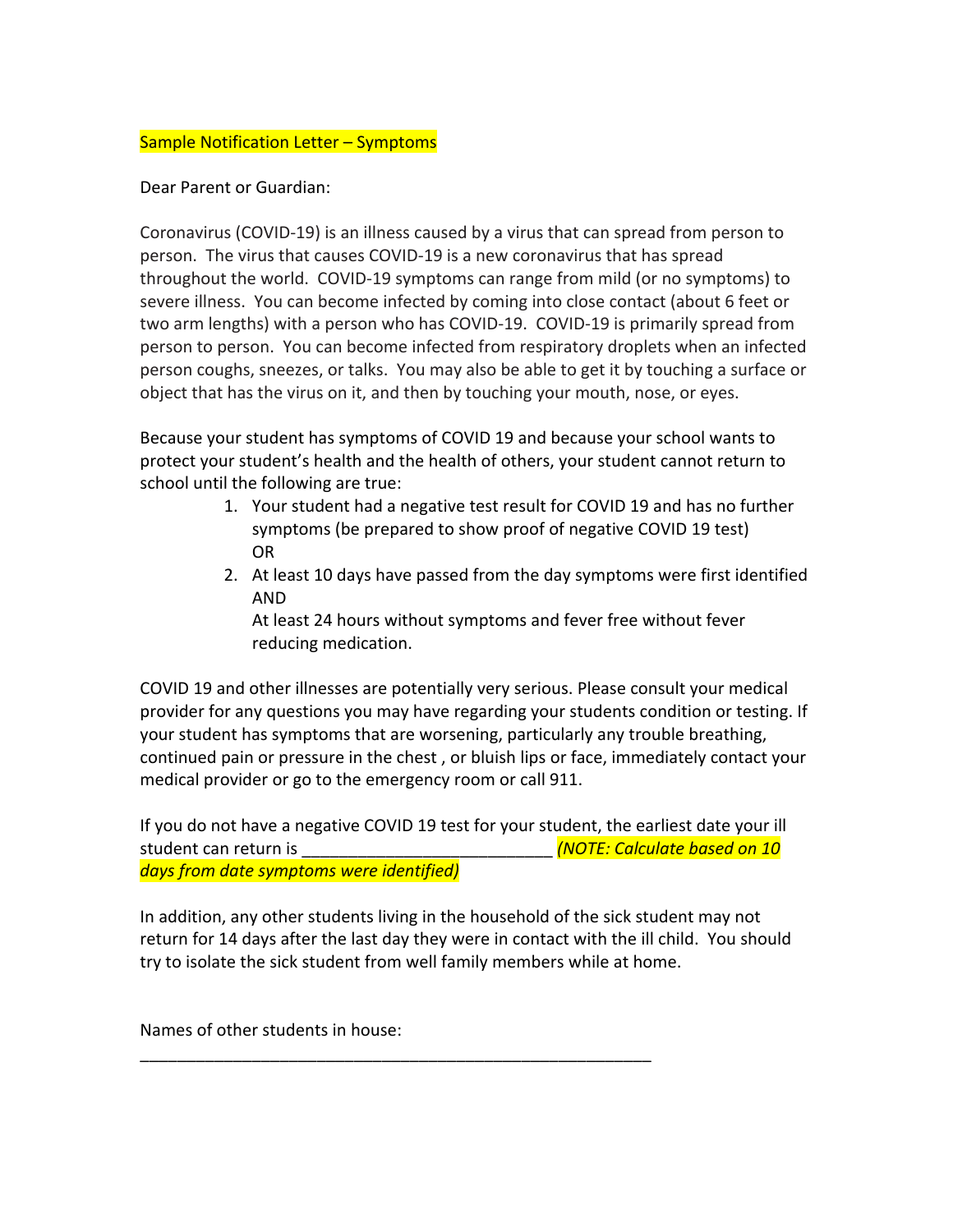Sample Notification Letter – Symptoms

Dear Parent or Guardian:

Coronavirus (COVID-19) is an illness caused by a virus that can spread from person to person. The virus that causes COVID-19 is a new coronavirus that has spread throughout the world. COVID-19 symptoms can range from mild (or no symptoms) to severe illness. You can become infected by coming into close contact (about 6 feet or two arm lengths) with a person who has COVID-19. COVID-19 is primarily spread from person to person. You can become infected from respiratory droplets when an infected person coughs, sneezes, or talks. You may also be able to get it by touching a surface or object that has the virus on it, and then by touching your mouth, nose, or eyes.

Because your student has symptoms of COVID 19 and because your school wants to protect your student's health and the health of others, your student cannot return to school until the following are true:

1. Your student had a negative test result for COVID 19 and has no further symptoms (be prepared to show proof of negative COVID 19 test)
   OR
2. At least 10 days have passed from the day symptoms were first identified
   AND
   At least 24 hours without symptoms and fever free without fever reducing medication.

COVID 19 and other illnesses are potentially very serious. Please consult your medical provider for any questions you may have regarding your students condition or testing. If your student has symptoms that are worsening, particularly any trouble breathing, continued pain or pressure in the chest , or bluish lips or face, immediately contact your medical provider or go to the emergency room or call 911.

If you do not have a negative COVID 19 test for your student, the earliest date your ill student can return is ___________________________ *(NOTE: Calculate based on 10 days from date symptoms were identified)*

In addition, any other students living in the household of the sick student may not return for 14 days after the last day they were in contact with the ill child. You should try to isolate the sick student from well family members while at home.

Names of other students in house:

________________________________________________________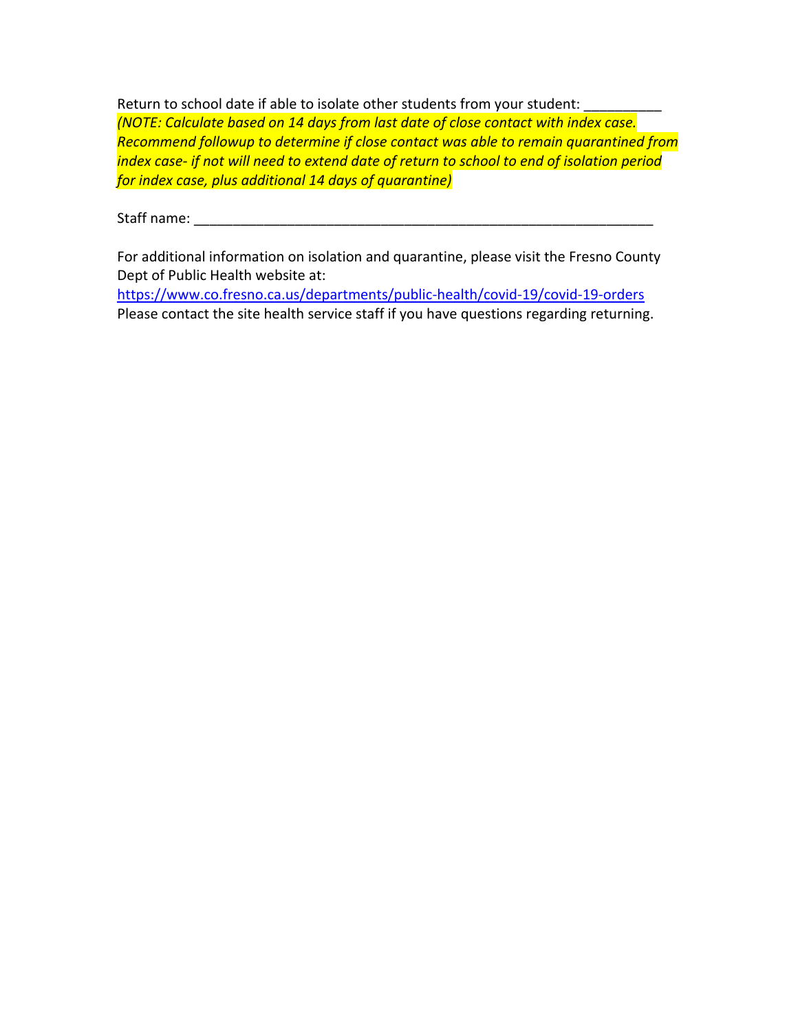Return to school date if able to isolate other students from your student: __________
*(NOTE: Calculate based on 14 days from last date of close contact with index case. Recommend followup to determine if close contact was able to remain quarantined from index case- if not will need to extend date of return to school to end of isolation period for index case, plus additional 14 days of quarantine)*

Staff name: ____________________________________________________________

For additional information on isolation and quarantine, please visit the Fresno County Dept of Public Health website at:
https://www.co.fresno.ca.us/departments/public-health/covid-19/covid-19-orders
Please contact the site health service staff if you have questions regarding returning.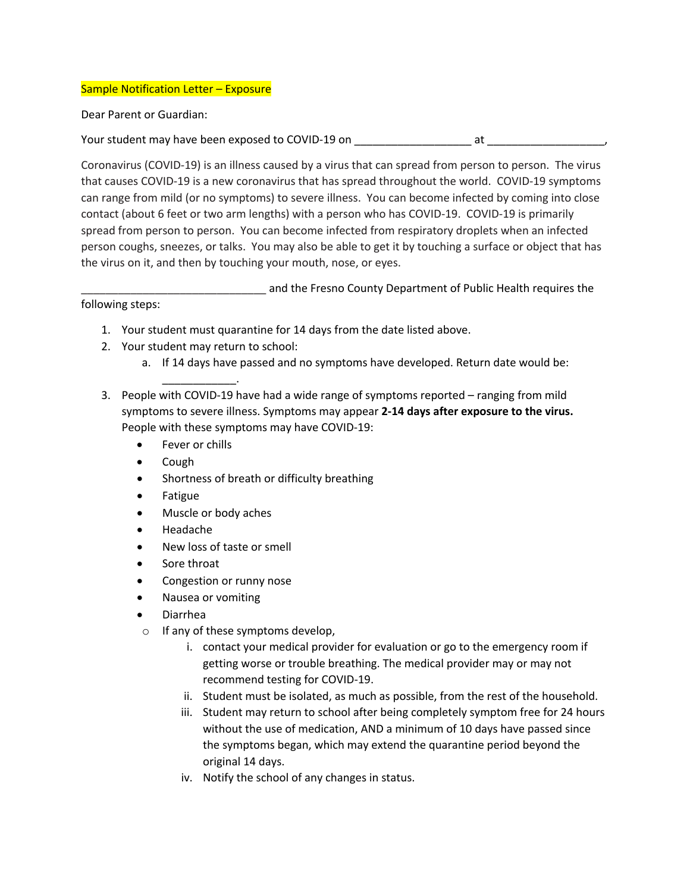Sample Notification Letter – Exposure

Dear Parent or Guardian:

Your student may have been exposed to COVID-19 on ___________________ at ___________________,

Coronavirus (COVID-19) is an illness caused by a virus that can spread from person to person. The virus that causes COVID-19 is a new coronavirus that has spread throughout the world. COVID-19 symptoms can range from mild (or no symptoms) to severe illness. You can become infected by coming into close contact (about 6 feet or two arm lengths) with a person who has COVID-19. COVID-19 is primarily spread from person to person. You can become infected from respiratory droplets when an infected person coughs, sneezes, or talks. You may also be able to get it by touching a surface or object that has the virus on it, and then by touching your mouth, nose, or eyes.

_______________________________ and the Fresno County Department of Public Health requires the following steps:

1. Your student must quarantine for 14 days from the date listed above.
2. Your student may return to school:
   a. If 14 days have passed and no symptoms have developed. Return date would be: ____________.
3. People with COVID-19 have had a wide range of symptoms reported – ranging from mild symptoms to severe illness. Symptoms may appear **2-14 days after exposure to the virus.** People with these symptoms may have COVID-19:
   - Fever or chills
   - Cough
   - Shortness of breath or difficulty breathing
   - Fatigue
   - Muscle or body aches
   - Headache
   - New loss of taste or smell
   - Sore throat
   - Congestion or runny nose
   - Nausea or vomiting
   - Diarrhea
   - If any of these symptoms develop,
      i. contact your medical provider for evaluation or go to the emergency room if getting worse or trouble breathing. The medical provider may or may not recommend testing for COVID-19.
      ii. Student must be isolated, as much as possible, from the rest of the household.
      iii. Student may return to school after being completely symptom free for 24 hours without the use of medication, AND a minimum of 10 days have passed since the symptoms began, which may extend the quarantine period beyond the original 14 days.
      iv. Notify the school of any changes in status.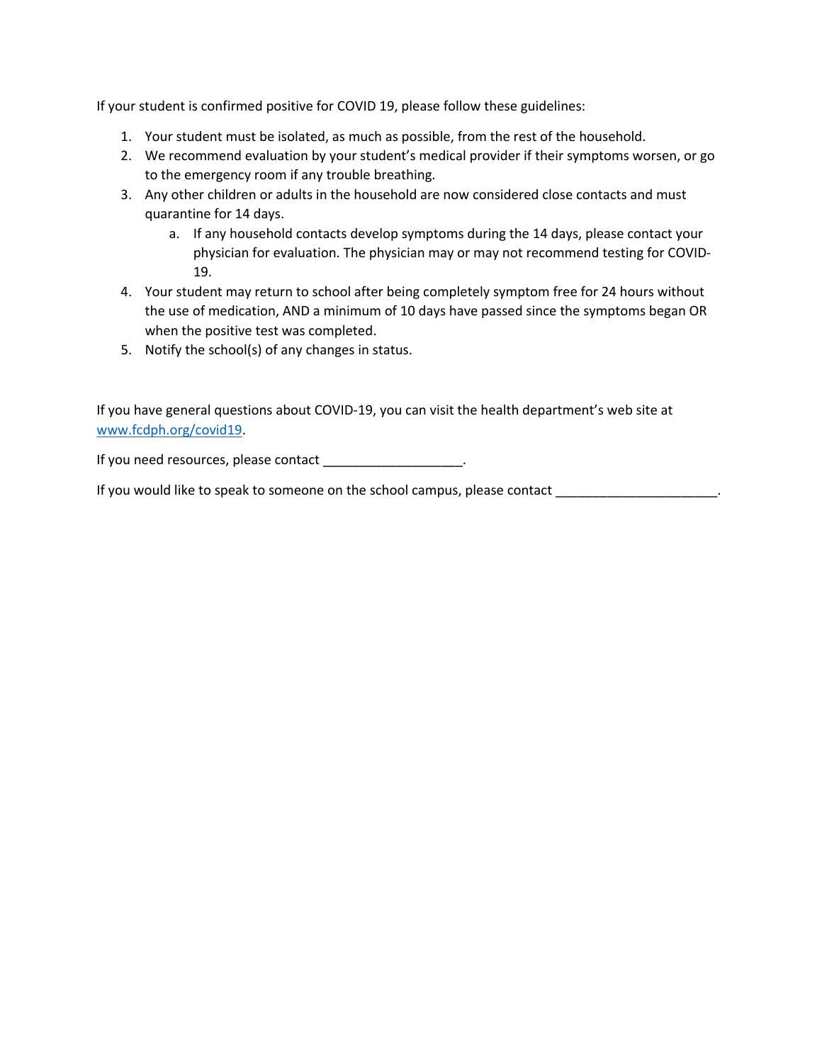If your student is confirmed positive for COVID 19, please follow these guidelines:

1. Your student must be isolated, as much as possible, from the rest of the household.
2. We recommend evaluation by your student's medical provider if their symptoms worsen, or go to the emergency room if any trouble breathing.
3. Any other children or adults in the household are now considered close contacts and must quarantine for 14 days.
    a. If any household contacts develop symptoms during the 14 days, please contact your physician for evaluation. The physician may or may not recommend testing for COVID-19.
4. Your student may return to school after being completely symptom free for 24 hours without the use of medication, AND a minimum of 10 days have passed since the symptoms began OR when the positive test was completed.
5. Notify the school(s) of any changes in status.

If you have general questions about COVID-19, you can visit the health department's web site at [www.fcdph.org/covid19](http://www.fcdph.org/covid19).

If you need resources, please contact ___________________.

If you would like to speak to someone on the school campus, please contact ______________________.